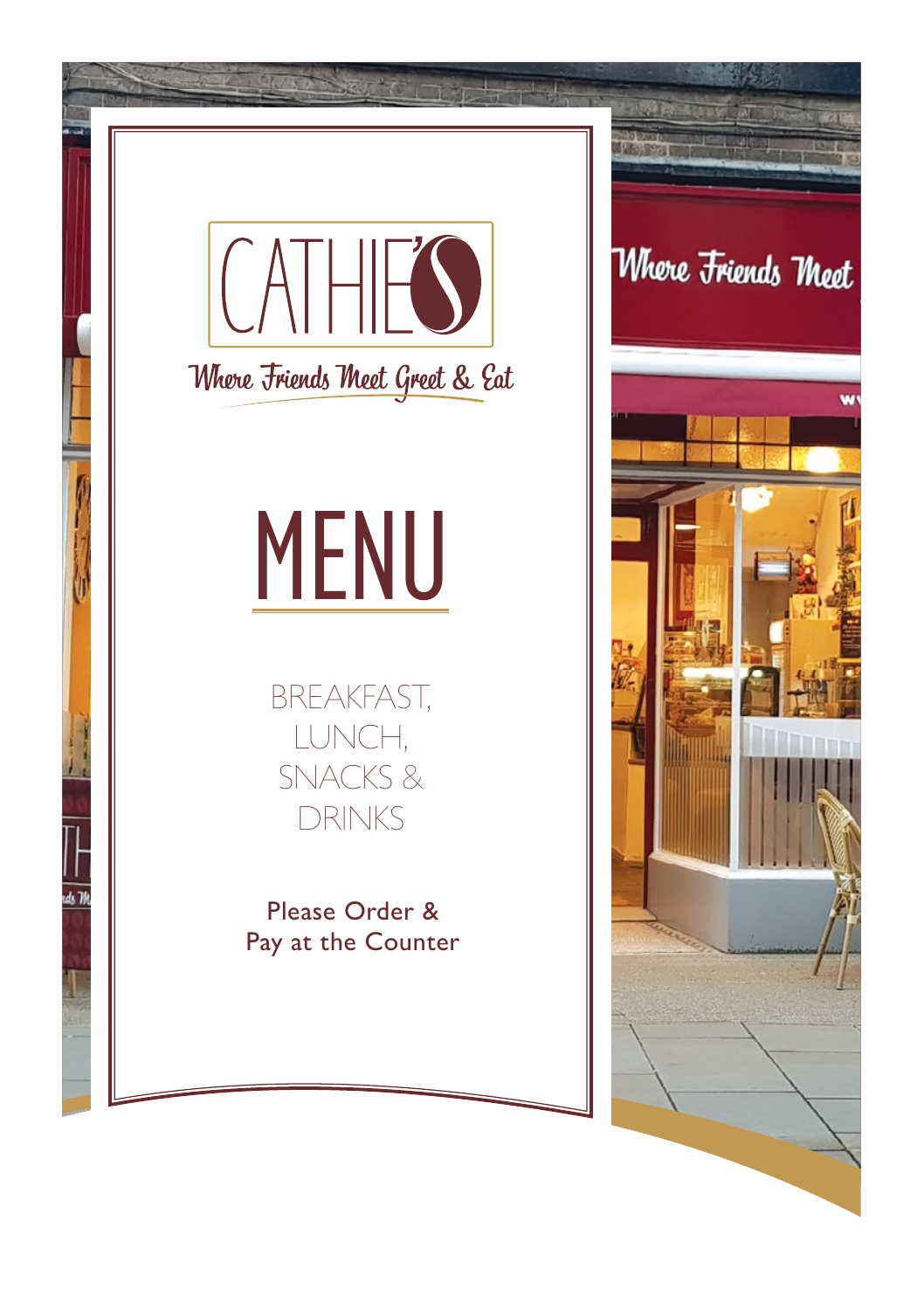# CATHIE'S

*Where Friends Meet Greet & Eat*

# MENU

BREAKFAST, LUNCH, SNACKS & DRINKS

Please Order & Pay at the Counter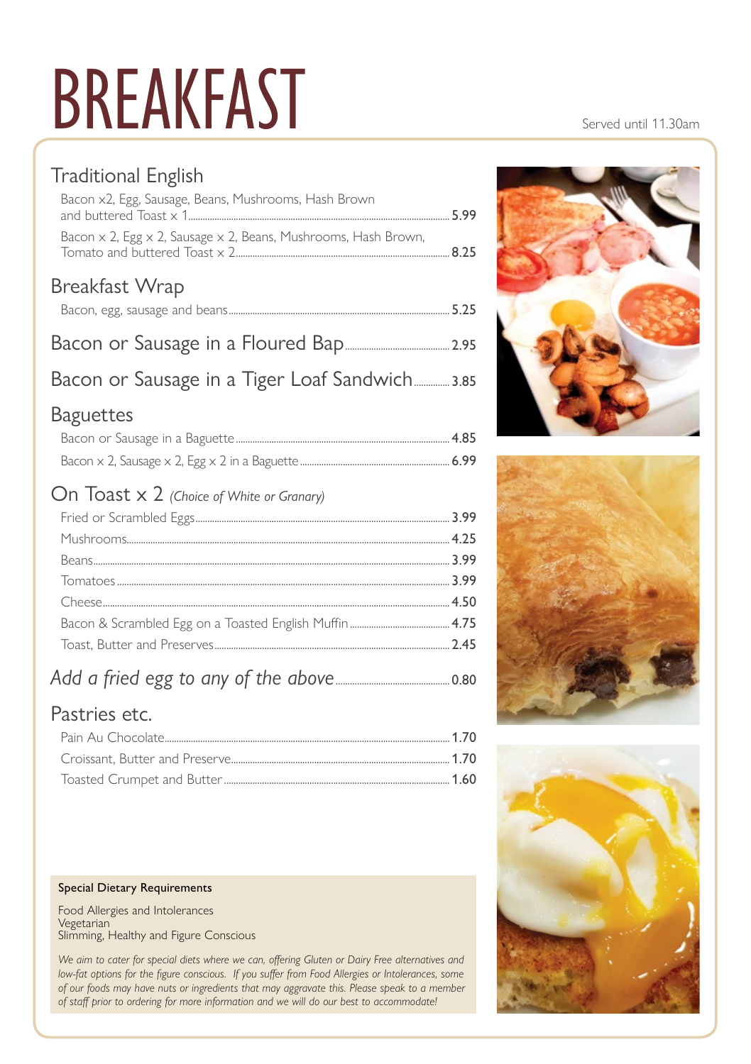# BREAKFAST

Served until 11.30am

## Traditional English

Bacon x2, Egg, Sausage, Beans, Mushrooms, Hash Brown and buttered Toast x 1 ........ 5.99

Bacon x 2, Egg x 2, Sausage x 2, Beans, Mushrooms, Hash Brown, Tomato and buttered Toast x 2 ........ 8.25

## Breakfast Wrap

Bacon, egg, sausage and beans ........ 5.25

## Bacon or Sausage in a Floured Bap ........ 2.95

## Bacon or Sausage in a Tiger Loaf Sandwich ........ 3.85

## Baguettes

Bacon or Sausage in a Baguette ........ 4.85

Bacon x 2, Sausage x 2, Egg x 2 in a Baguette ........ 6.99

## On Toast x 2 *(Choice of White or Granary)*

Fried or Scrambled Eggs ........ 3.99

Mushrooms ........ 4.25

Beans ........ 3.99

Tomatoes ........ 3.99

Cheese ........ 4.50

Bacon & Scrambled Egg on a Toasted English Muffin ........ 4.75

Toast, Butter and Preserves ........ 2.45

## *Add a fried egg to any of the above* ........ 0.80

## Pastries etc.

Pain Au Chocolate ........ 1.70

Croissant, Butter and Preserve ........ 1.70

Toasted Crumpet and Butter ........ 1.60

**Special Dietary Requirements**

Food Allergies and Intolerances
Vegetarian
Slimming, Healthy and Figure Conscious

*We aim to cater for special diets where we can, offering Gluten or Dairy Free alternatives and low-fat options for the figure conscious. If you suffer from Food Allergies or Intolerances, some of our foods may have nuts or ingredients that may aggravate this. Please speak to a member of staff prior to ordering for more information and we will do our best to accommodate!*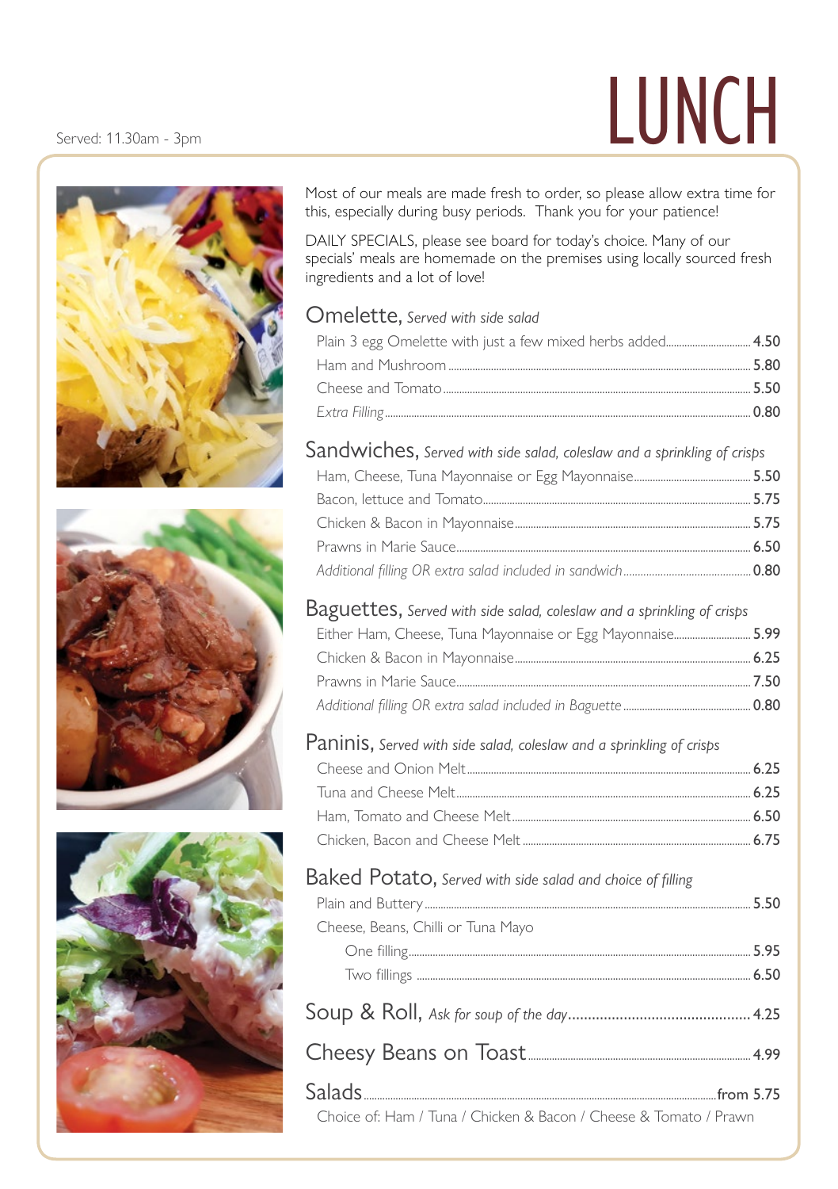Served: 11.30am - 3pm

# LUNCH

Most of our meals are made fresh to order, so please allow extra time for this, especially during busy periods. Thank you for your patience!

DAILY SPECIALS, please see board for today's choice. Many of our specials' meals are homemade on the premises using locally sourced fresh ingredients and a lot of love!

## Omelette, *Served with side salad*

- Plain 3 egg Omelette with just a few mixed herbs added ..... 4.50
- Ham and Mushroom ..... 5.80
- Cheese and Tomato ..... 5.50
- *Extra Filling* ..... 0.80

## Sandwiches, *Served with side salad, coleslaw and a sprinkling of crisps*

- Ham, Cheese, Tuna Mayonnaise or Egg Mayonnaise ..... 5.50
- Bacon, lettuce and Tomato ..... 5.75
- Chicken & Bacon in Mayonnaise ..... 5.75
- Prawns in Marie Sauce ..... 6.50
- *Additional filling OR extra salad included in sandwich* ..... 0.80

## Baguettes, *Served with side salad, coleslaw and a sprinkling of crisps*

- Either Ham, Cheese, Tuna Mayonnaise or Egg Mayonnaise ..... 5.99
- Chicken & Bacon in Mayonnaise ..... 6.25
- Prawns in Marie Sauce ..... 7.50
- *Additional filling OR extra salad included in Baguette* ..... 0.80

## Paninis, *Served with side salad, coleslaw and a sprinkling of crisps*

- Cheese and Onion Melt ..... 6.25
- Tuna and Cheese Melt ..... 6.25
- Ham, Tomato and Cheese Melt ..... 6.50
- Chicken, Bacon and Cheese Melt ..... 6.75

## Baked Potato, *Served with side salad and choice of filling*

- Plain and Buttery ..... 5.50
- Cheese, Beans, Chilli or Tuna Mayo
  - One filling ..... 5.95
  - Two fillings ..... 6.50

## Soup & Roll, *Ask for soup of the day* ..... 4.25

## Cheesy Beans on Toast ..... 4.99

## Salads ..... from 5.75

Choice of: Ham / Tuna / Chicken & Bacon / Cheese & Tomato / Prawn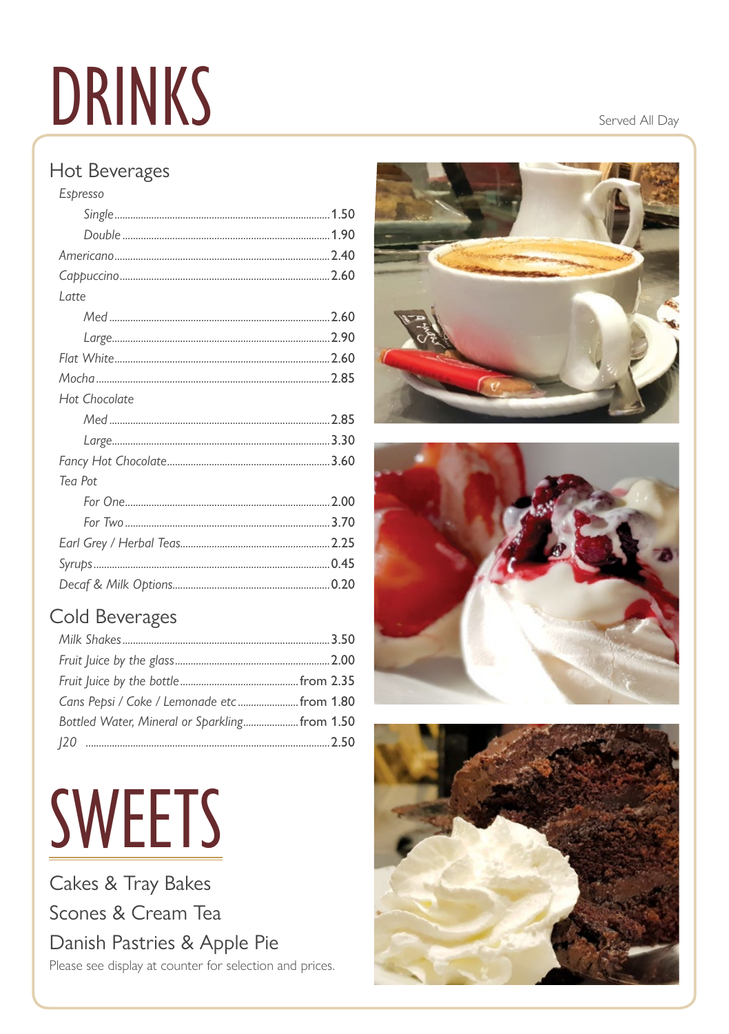# DRINKS

Served All Day

## Hot Beverages

| | |
|---|---|
| *Espresso* | |
| *Single* | 1.50 |
| *Double* | 1.90 |
| *Americano* | 2.40 |
| *Cappuccino* | 2.60 |
| *Latte* | |
| *Med* | 2.60 |
| *Large* | 2.90 |
| *Flat White* | 2.60 |
| *Mocha* | 2.85 |
| *Hot Chocolate* | |
| *Med* | 2.85 |
| *Large* | 3.30 |
| *Fancy Hot Chocolate* | 3.60 |
| *Tea Pot* | |
| *For One* | 2.00 |
| *For Two* | 3.70 |
| *Earl Grey / Herbal Teas* | 2.25 |
| *Syrups* | 0.45 |
| *Decaf & Milk Options* | 0.20 |

## Cold Beverages

| | |
|---|---|
| *Milk Shakes* | 3.50 |
| *Fruit Juice by the glass* | 2.00 |
| *Fruit Juice by the bottle* | from 2.35 |
| *Cans Pepsi / Coke / Lemonade etc* | from 1.80 |
| *Bottled Water, Mineral or Sparkling* | from 1.50 |
| *J20* | 2.50 |

# SWEETS

Cakes & Tray Bakes

Scones & Cream Tea

Danish Pastries & Apple Pie

Please see display at counter for selection and prices.